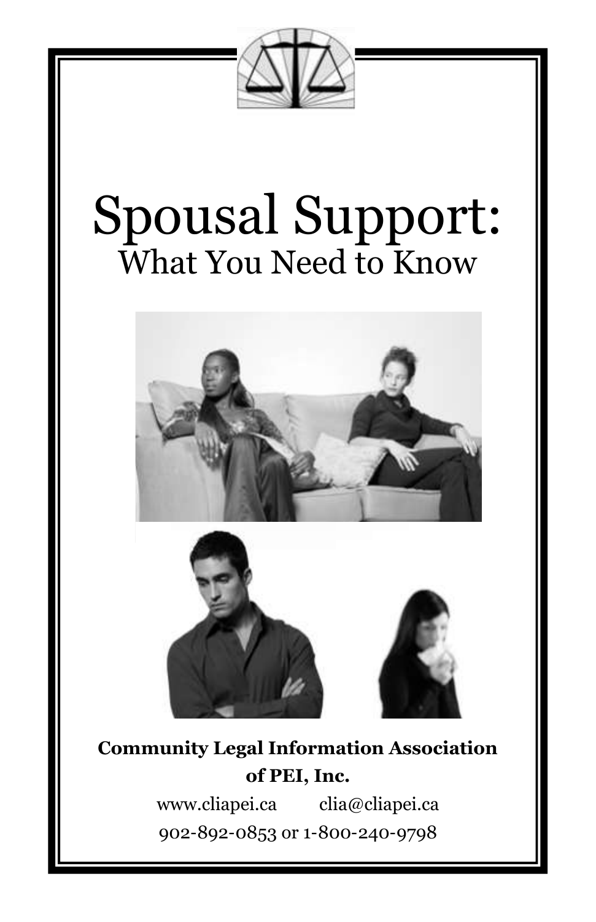# Spousal Support:

## What You Need to Know

**Community Legal Information Association of PEI, Inc.**

www.cliapei.ca clia@cliapei.ca

902-892-0853 or 1-800-240-9798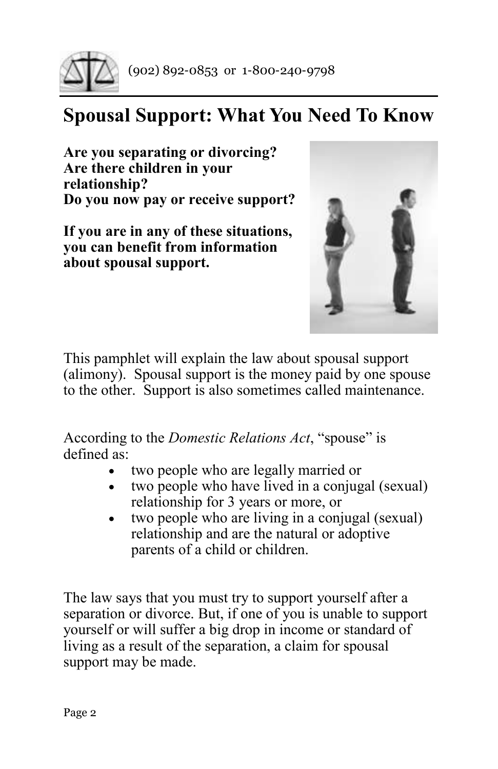(902) 892-0853 or 1-800-240-9798

# Spousal Support: What You Need To Know

**Are you separating or divorcing?**
**Are there children in your relationship?**
**Do you now pay or receive support?**

**If you are in any of these situations, you can benefit from information about spousal support.**

This pamphlet will explain the law about spousal support (alimony). Spousal support is the money paid by one spouse to the other. Support is also sometimes called maintenance.

According to the *Domestic Relations Act*, "spouse" is defined as:

- two people who are legally married or
- two people who have lived in a conjugal (sexual) relationship for 3 years or more, or
- two people who are living in a conjugal (sexual) relationship and are the natural or adoptive parents of a child or children.

The law says that you must try to support yourself after a separation or divorce. But, if one of you is unable to support yourself or will suffer a big drop in income or standard of living as a result of the separation, a claim for spousal support may be made.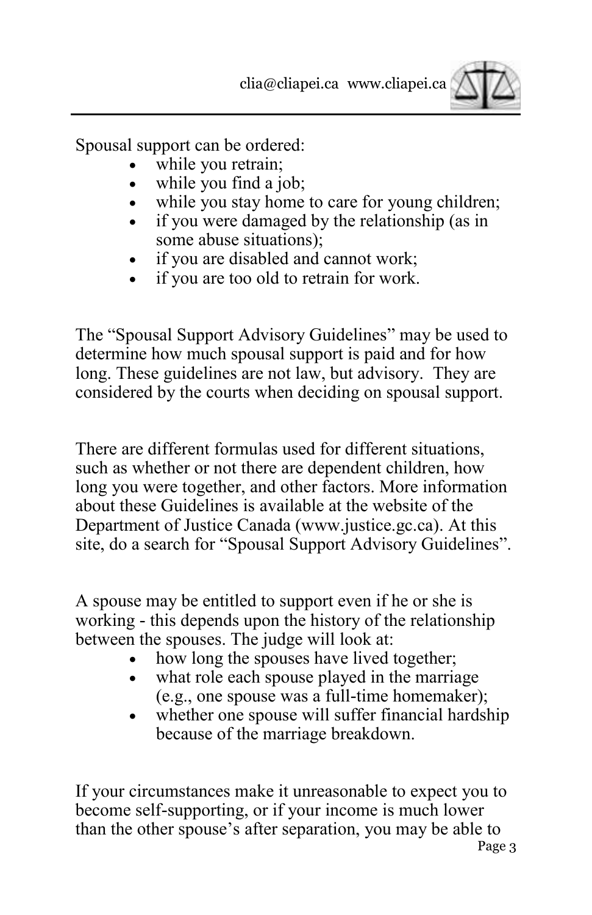Spousal support can be ordered:

- while you retrain;
- while you find a job;
- while you stay home to care for young children;
- if you were damaged by the relationship (as in some abuse situations);
- if you are disabled and cannot work;
- if you are too old to retrain for work.

The "Spousal Support Advisory Guidelines" may be used to determine how much spousal support is paid and for how long. These guidelines are not law, but advisory. They are considered by the courts when deciding on spousal support.

There are different formulas used for different situations, such as whether or not there are dependent children, how long you were together, and other factors. More information about these Guidelines is available at the website of the Department of Justice Canada (www.justice.gc.ca). At this site, do a search for "Spousal Support Advisory Guidelines".

A spouse may be entitled to support even if he or she is working - this depends upon the history of the relationship between the spouses. The judge will look at:

- how long the spouses have lived together;
- what role each spouse played in the marriage (e.g., one spouse was a full-time homemaker);
- whether one spouse will suffer financial hardship because of the marriage breakdown.

If your circumstances make it unreasonable to expect you to become self-supporting, or if your income is much lower than the other spouse's after separation, you may be able to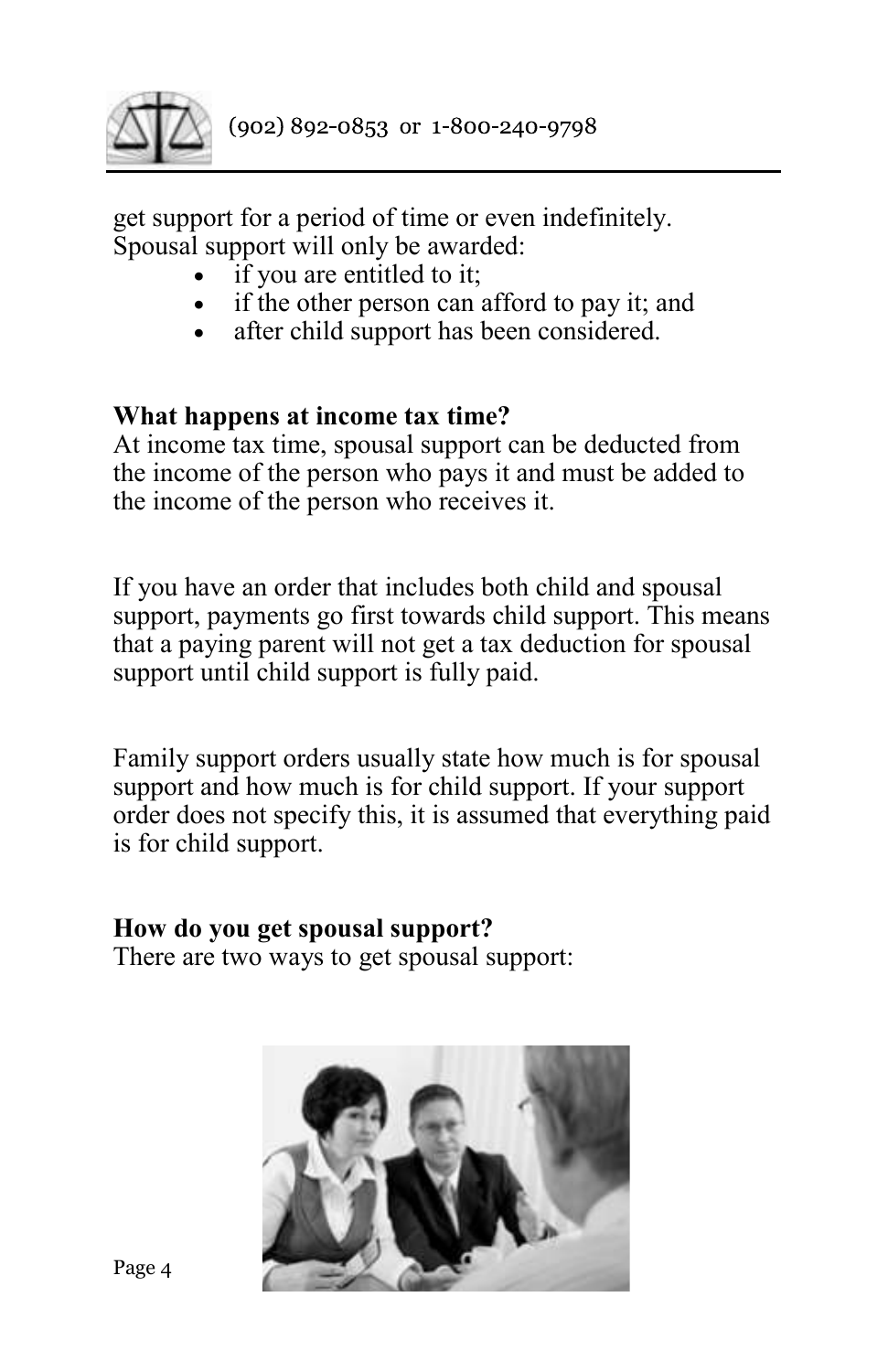get support for a period of time or even indefinitely. Spousal support will only be awarded:

- if you are entitled to it;
- if the other person can afford to pay it; and
- after child support has been considered.

**What happens at income tax time?**
At income tax time, spousal support can be deducted from the income of the person who pays it and must be added to the income of the person who receives it.

If you have an order that includes both child and spousal support, payments go first towards child support. This means that a paying parent will not get a tax deduction for spousal support until child support is fully paid.

Family support orders usually state how much is for spousal support and how much is for child support. If your support order does not specify this, it is assumed that everything paid is for child support.

**How do you get spousal support?**
There are two ways to get spousal support: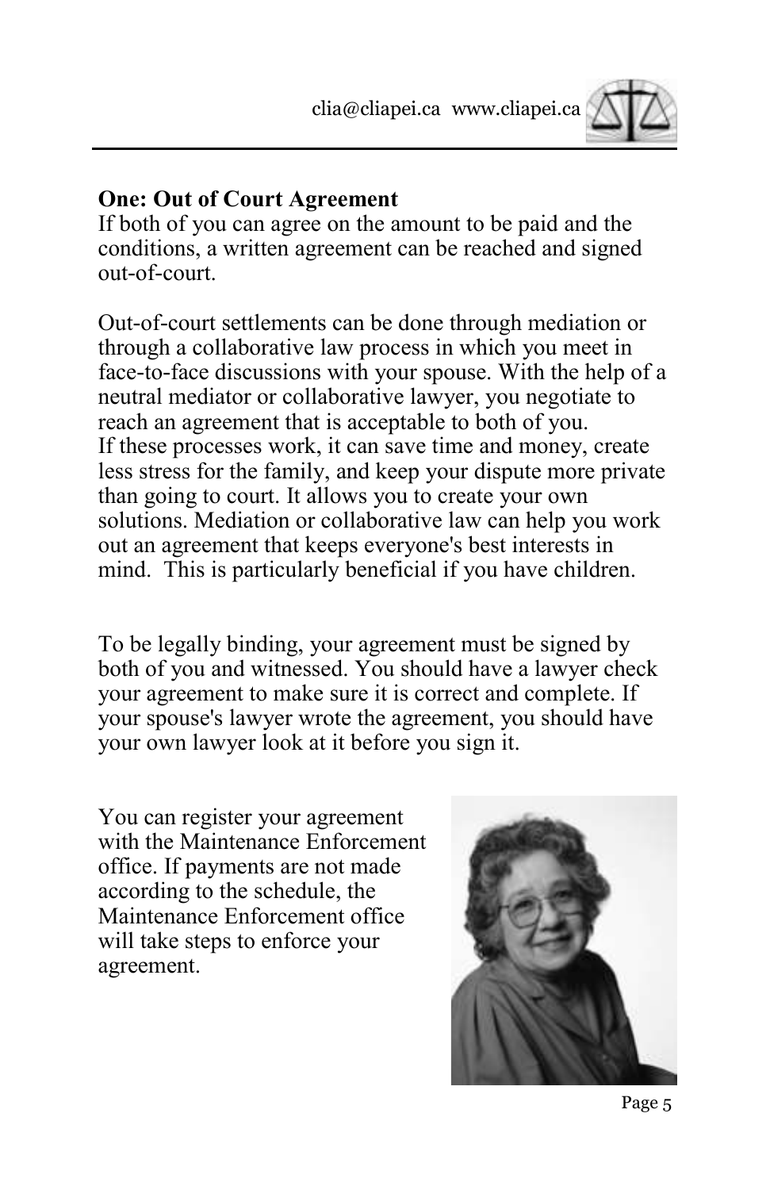## One: Out of Court Agreement

If both of you can agree on the amount to be paid and the conditions, a written agreement can be reached and signed out-of-court.

Out-of-court settlements can be done through mediation or through a collaborative law process in which you meet in face-to-face discussions with your spouse. With the help of a neutral mediator or collaborative lawyer, you negotiate to reach an agreement that is acceptable to both of you. If these processes work, it can save time and money, create less stress for the family, and keep your dispute more private than going to court. It allows you to create your own solutions. Mediation or collaborative law can help you work out an agreement that keeps everyone's best interests in mind. This is particularly beneficial if you have children.

To be legally binding, your agreement must be signed by both of you and witnessed. You should have a lawyer check your agreement to make sure it is correct and complete. If your spouse's lawyer wrote the agreement, you should have your own lawyer look at it before you sign it.

You can register your agreement with the Maintenance Enforcement office. If payments are not made according to the schedule, the Maintenance Enforcement office will take steps to enforce your agreement.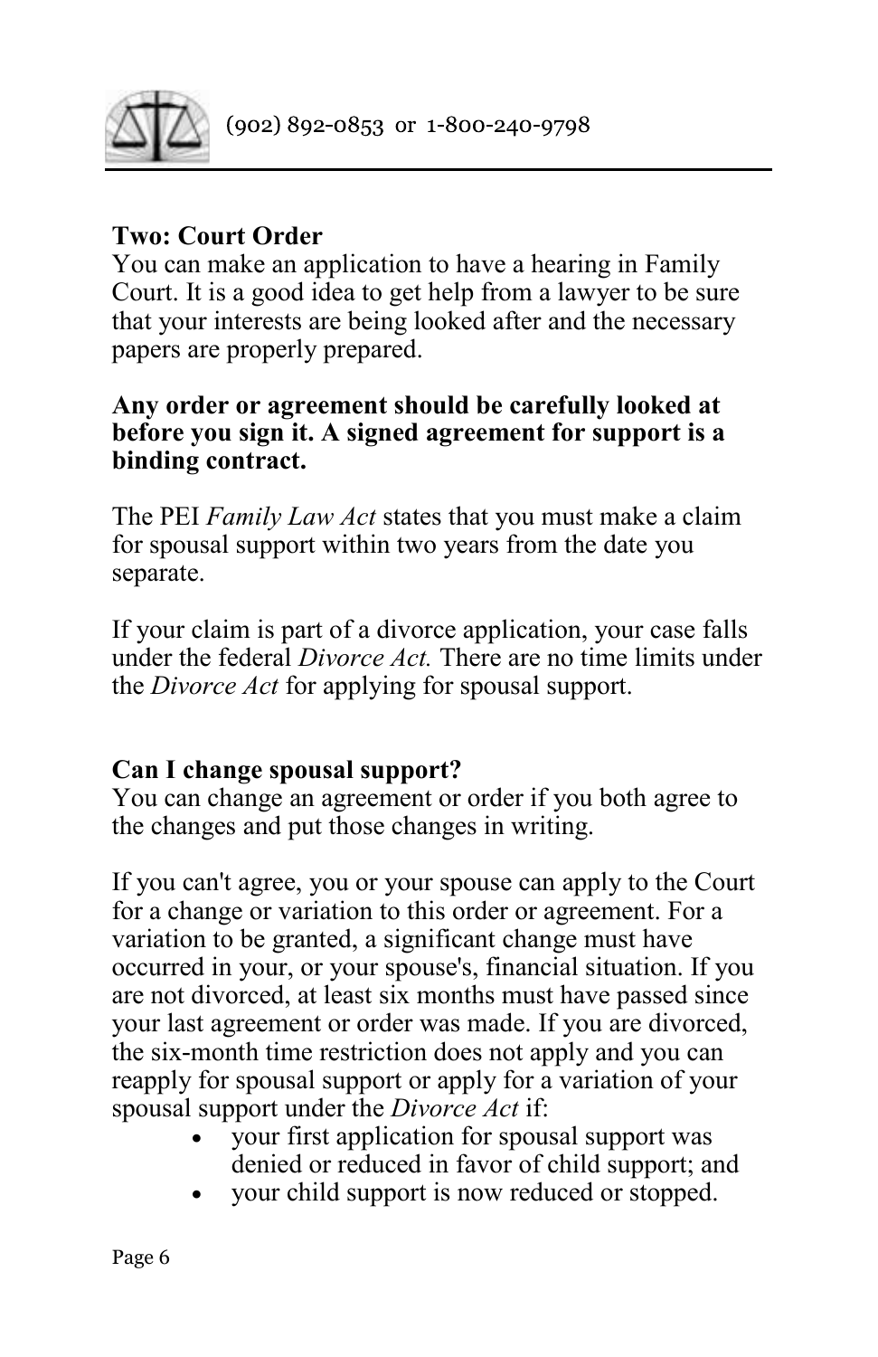**Two: Court Order**
You can make an application to have a hearing in Family Court. It is a good idea to get help from a lawyer to be sure that your interests are being looked after and the necessary papers are properly prepared.

**Any order or agreement should be carefully looked at before you sign it. A signed agreement for support is a binding contract.**

The PEI *Family Law Act* states that you must make a claim for spousal support within two years from the date you separate.

If your claim is part of a divorce application, your case falls under the federal *Divorce Act.* There are no time limits under the *Divorce Act* for applying for spousal support.

**Can I change spousal support?**
You can change an agreement or order if you both agree to the changes and put those changes in writing.

If you can't agree, you or your spouse can apply to the Court for a change or variation to this order or agreement. For a variation to be granted, a significant change must have occurred in your, or your spouse's, financial situation. If you are not divorced, at least six months must have passed since your last agreement or order was made. If you are divorced, the six-month time restriction does not apply and you can reapply for spousal support or apply for a variation of your spousal support under the *Divorce Act* if:

- your first application for spousal support was denied or reduced in favor of child support; and
- your child support is now reduced or stopped.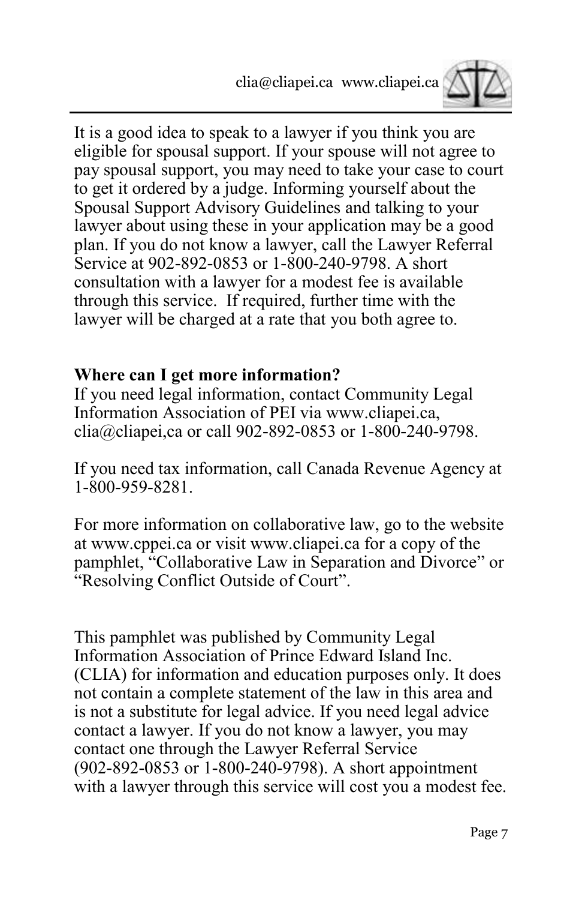It is a good idea to speak to a lawyer if you think you are eligible for spousal support. If your spouse will not agree to pay spousal support, you may need to take your case to court to get it ordered by a judge. Informing yourself about the Spousal Support Advisory Guidelines and talking to your lawyer about using these in your application may be a good plan. If you do not know a lawyer, call the Lawyer Referral Service at 902-892-0853 or 1-800-240-9798. A short consultation with a lawyer for a modest fee is available through this service. If required, further time with the lawyer will be charged at a rate that you both agree to.

**Where can I get more information?**

If you need legal information, contact Community Legal Information Association of PEI via www.cliapei.ca, clia@cliapei,ca or call 902-892-0853 or 1-800-240-9798.

If you need tax information, call Canada Revenue Agency at 1-800-959-8281.

For more information on collaborative law, go to the website at www.cppei.ca or visit www.cliapei.ca for a copy of the pamphlet, “Collaborative Law in Separation and Divorce” or “Resolving Conflict Outside of Court”.

This pamphlet was published by Community Legal Information Association of Prince Edward Island Inc. (CLIA) for information and education purposes only. It does not contain a complete statement of the law in this area and is not a substitute for legal advice. If you need legal advice contact a lawyer. If you do not know a lawyer, you may contact one through the Lawyer Referral Service (902-892-0853 or 1-800-240-9798). A short appointment with a lawyer through this service will cost you a modest fee.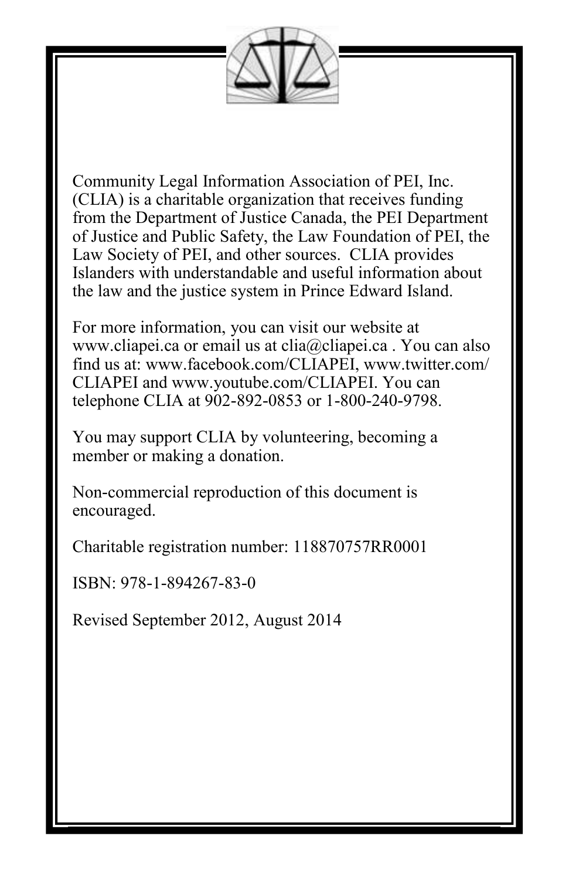Community Legal Information Association of PEI, Inc. (CLIA) is a charitable organization that receives funding from the Department of Justice Canada, the PEI Department of Justice and Public Safety, the Law Foundation of PEI, the Law Society of PEI, and other sources. CLIA provides Islanders with understandable and useful information about the law and the justice system in Prince Edward Island.

For more information, you can visit our website at www.cliapei.ca or email us at clia@cliapei.ca . You can also find us at: www.facebook.com/CLIAPEI, www.twitter.com/CLIAPEI and www.youtube.com/CLIAPEI. You can telephone CLIA at 902-892-0853 or 1-800-240-9798.

You may support CLIA by volunteering, becoming a member or making a donation.

Non-commercial reproduction of this document is encouraged.

Charitable registration number: 118870757RR0001

ISBN: 978-1-894267-83-0

Revised September 2012, August 2014